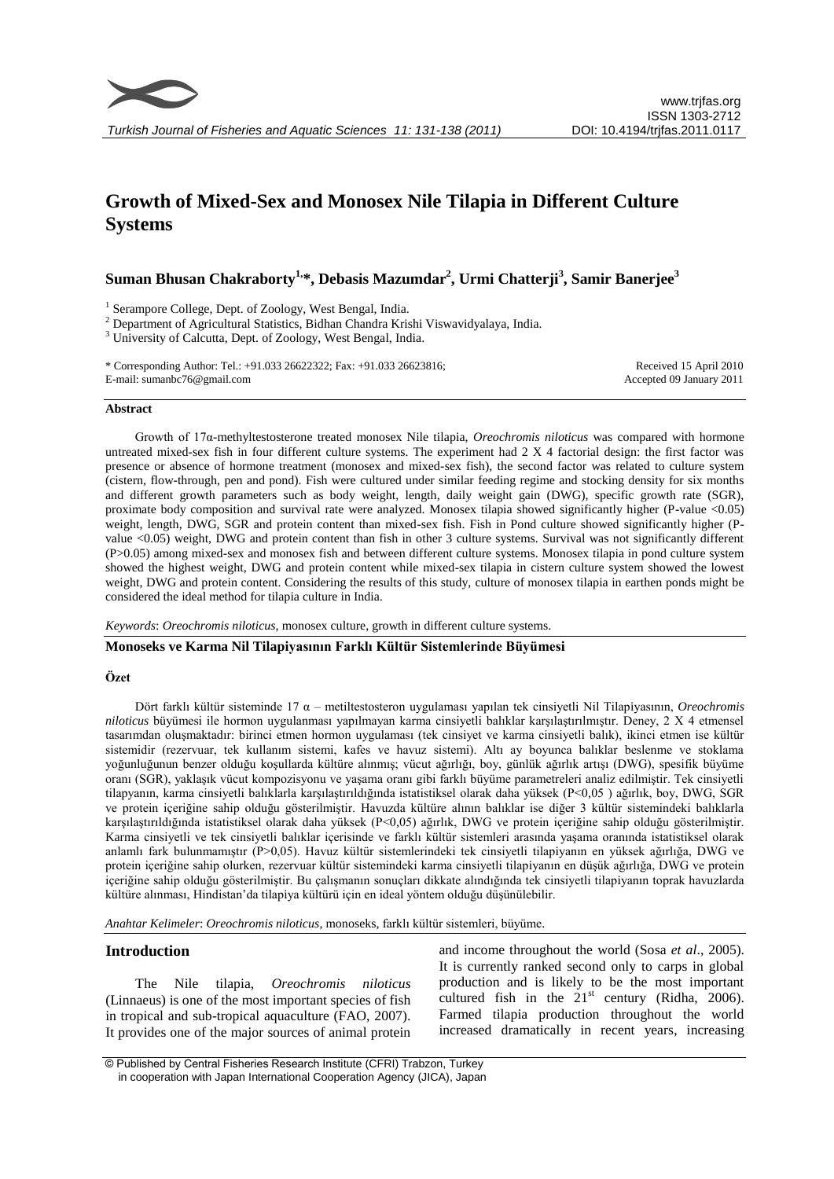# Growth of Mixed-Sex and Monosex Nile Tilapia in Different Culture Systems

**Suman Bhusan Chakraborty[1,*], Debasis Mazumdar[2], Urmi Chatterji[3], Samir Banerjee[3]**

[1] Serampore College, Dept. of Zoology, West Bengal, India.
[2] Department of Agricultural Statistics, Bidhan Chandra Krishi Viswavidyalaya, India.
[3] University of Calcutta, Dept. of Zoology, West Bengal, India.

\* Corresponding Author: Tel.: +91.033 26622322; Fax: +91.033 26623816;
E-mail: sumanbc76@gmail.com

Received 15 April 2010
Accepted 09 January 2011

### Abstract

Growth of 17α-methyltestosterone treated monosex Nile tilapia, *Oreochromis niloticus* was compared with hormone untreated mixed-sex fish in four different culture systems. The experiment had 2 X 4 factorial design: the first factor was presence or absence of hormone treatment (monosex and mixed-sex fish), the second factor was related to culture system (cistern, flow-through, pen and pond). Fish were cultured under similar feeding regime and stocking density for six months and different growth parameters such as body weight, length, daily weight gain (DWG), specific growth rate (SGR), proximate body composition and survival rate were analyzed. Monosex tilapia showed significantly higher (P-value <0.05) weight, length, DWG, SGR and protein content than mixed-sex fish. Fish in Pond culture showed significantly higher (P-value <0.05) weight, DWG and protein content than fish in other 3 culture systems. Survival was not significantly different (P>0.05) among mixed-sex and monosex fish and between different culture systems. Monosex tilapia in pond culture system showed the highest weight, DWG and protein content while mixed-sex tilapia in cistern culture system showed the lowest weight, DWG and protein content. Considering the results of this study, culture of monosex tilapia in earthen ponds might be considered the ideal method for tilapia culture in India.

*Keywords*: *Oreochromis niloticus*, monosex culture, growth in different culture systems.

### Monoseks ve Karma Nil Tilapiyasının Farklı Kültür Sistemlerinde Büyümesi

#### Özet

Dört farklı kültür sisteminde 17 α – metiltestosteron uygulaması yapılan tek cinsiyetli Nil Tilapiyasının, *Oreochromis niloticus* büyümesi ile hormon uygulanması yapılmayan karma cinsiyetli balıklar karşılaştırılmıştır. Deney, 2 X 4 etmensel tasarımdan oluşmaktadır: birinci etmen hormon uygulaması (tek cinsiyet ve karma cinsiyetli balık), ikinci etmen ise kültür sistemidir (rezervuar, tek kullanım sistemi, kafes ve havuz sistemi). Altı ay boyunca balıklar beslenme ve stoklama yoğunluğunun benzer olduğu koşullarda kültüre alınmış; vücut ağırlığı, boy, günlük ağırlık artışı (DWG), spesifik büyüme oranı (SGR), yaklaşık vücut kompozisyonu ve yaşama oranı gibi farklı büyüme parametreleri analiz edilmiştir. Tek cinsiyetli tilapyanın, karma cinsiyetli balıklarla karşılaştırıldığında istatistiksel olarak daha yüksek (P<0,05 ) ağırlık, boy, DWG, SGR ve protein içeriğine sahip olduğu gösterilmiştir. Havuzda kültüre alınan balıklar ise diğer 3 kültür sistemindeki balıklarla karşılaştırıldığında istatistiksel olarak daha yüksek (P<0,05) ağırlık, DWG ve protein içeriğine sahip olduğu gösterilmiştir. Karma cinsiyetli ve tek cinsiyetli balıklar içerisinde ve farklı kültür sistemleri arasında yaşama oranında istatistiksel olarak anlamlı fark bulunmamıştır (P>0,05). Havuz kültür sistemlerindeki tek cinsiyetli tilapiyanın en yüksek ağırlığa, DWG ve protein içeriğine sahip olurken, rezervuar kültür sistemindeki karma cinsiyetli tilapiyanın en düşük ağırlığa, DWG ve protein içeriğine sahip olduğu gösterilmiştir. Bu çalışmanın sonuçları dikkate alındığında tek cinsiyetli tilapiyanın toprak havuzlarda kültüre alınması, Hindistan'da tilapiya kültürü için en ideal yöntem olduğu düşünülebilir.

*Anahtar Kelimeler*: *Oreochromis niloticus*, monoseks, farklı kültür sistemleri, büyüme.

## Introduction

The Nile tilapia, *Oreochromis niloticus* (Linnaeus) is one of the most important species of fish in tropical and sub-tropical aquaculture (FAO, 2007). It provides one of the major sources of animal protein and income throughout the world (Sosa *et al*., 2005). It is currently ranked second only to carps in global production and is likely to be the most important cultured fish in the $21^{st}$ century (Ridha, 2006). Farmed tilapia production throughout the world increased dramatically in recent years, increasing

© Published by Central Fisheries Research Institute (CFRI) Trabzon, Turkey in cooperation with Japan International Cooperation Agency (JICA), Japan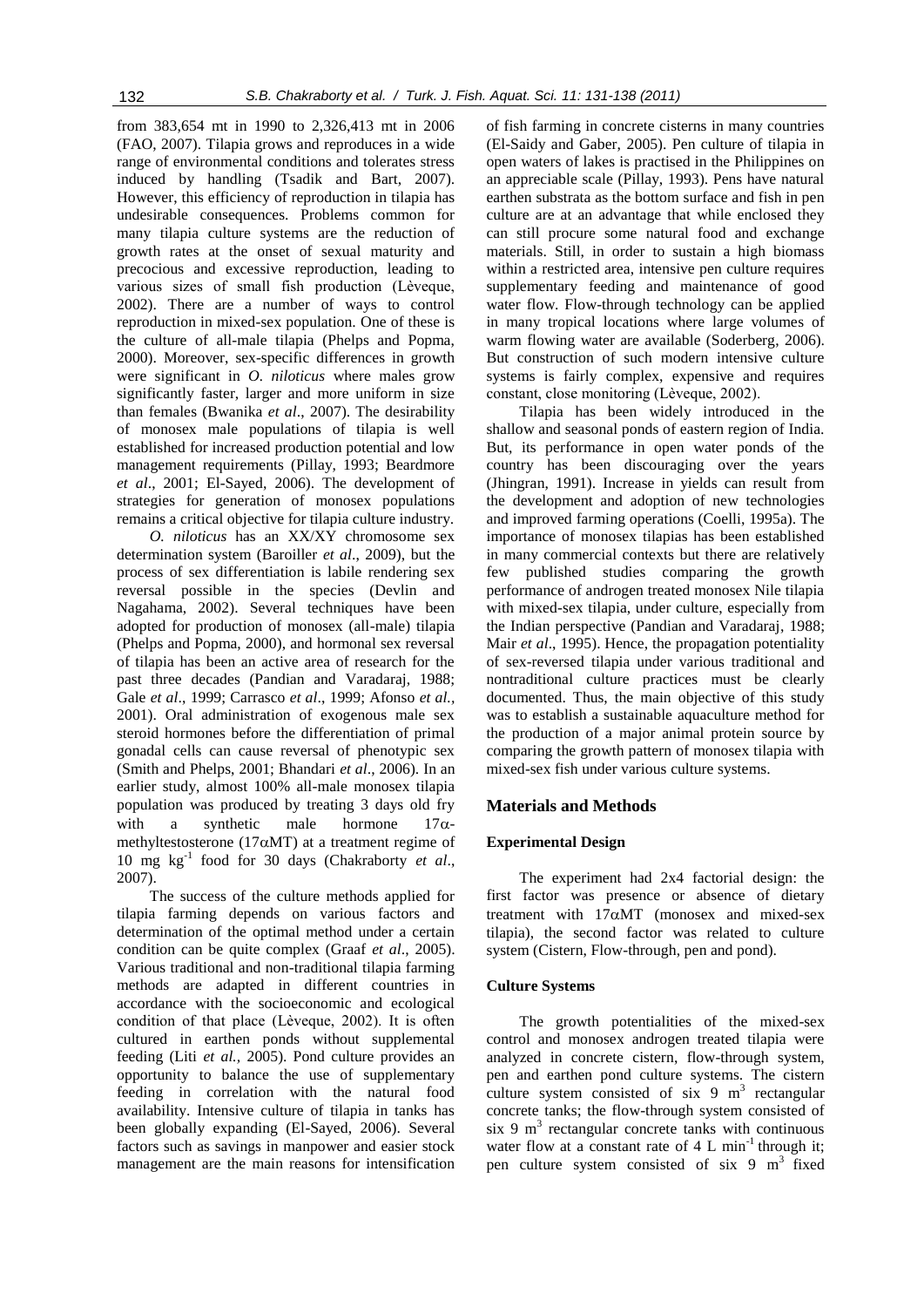from 383,654 mt in 1990 to 2,326,413 mt in 2006 (FAO, 2007). Tilapia grows and reproduces in a wide range of environmental conditions and tolerates stress induced by handling (Tsadik and Bart, 2007). However, this efficiency of reproduction in tilapia has undesirable consequences. Problems common for many tilapia culture systems are the reduction of growth rates at the onset of sexual maturity and precocious and excessive reproduction, leading to various sizes of small fish production (Lèveque, 2002). There are a number of ways to control reproduction in mixed-sex population. One of these is the culture of all-male tilapia (Phelps and Popma, 2000). Moreover, sex-specific differences in growth were significant in *O. niloticus* where males grow significantly faster, larger and more uniform in size than females (Bwanika *et al*., 2007). The desirability of monosex male populations of tilapia is well established for increased production potential and low management requirements (Pillay, 1993; Beardmore *et al*., 2001; El-Sayed, 2006). The development of strategies for generation of monosex populations remains a critical objective for tilapia culture industry.

*O. niloticus* has an XX/XY chromosome sex determination system (Baroiller *et al*., 2009), but the process of sex differentiation is labile rendering sex reversal possible in the species (Devlin and Nagahama, 2002). Several techniques have been adopted for production of monosex (all-male) tilapia (Phelps and Popma, 2000), and hormonal sex reversal of tilapia has been an active area of research for the past three decades (Pandian and Varadaraj, 1988; Gale *et al*., 1999; Carrasco *et al*., 1999; Afonso *et al.*, 2001). Oral administration of exogenous male sex steroid hormones before the differentiation of primal gonadal cells can cause reversal of phenotypic sex (Smith and Phelps, 2001; Bhandari *et al*., 2006). In an earlier study, almost 100% all-male monosex tilapia population was produced by treating 3 days old fry with a synthetic male hormone 17α-methyltestosterone (17αMT) at a treatment regime of 10 mg $kg^{-1}$ food for 30 days (Chakraborty *et al*., 2007).

The success of the culture methods applied for tilapia farming depends on various factors and determination of the optimal method under a certain condition can be quite complex (Graaf *et al*., 2005). Various traditional and non-traditional tilapia farming methods are adapted in different countries in accordance with the socioeconomic and ecological condition of that place (Lèveque, 2002). It is often cultured in earthen ponds without supplemental feeding (Liti *et al.*, 2005). Pond culture provides an opportunity to balance the use of supplementary feeding in correlation with the natural food availability. Intensive culture of tilapia in tanks has been globally expanding (El-Sayed, 2006). Several factors such as savings in manpower and easier stock management are the main reasons for intensification of fish farming in concrete cisterns in many countries (El-Saidy and Gaber, 2005). Pen culture of tilapia in open waters of lakes is practised in the Philippines on an appreciable scale (Pillay, 1993). Pens have natural earthen substrata as the bottom surface and fish in pen culture are at an advantage that while enclosed they can still procure some natural food and exchange materials. Still, in order to sustain a high biomass within a restricted area, intensive pen culture requires supplementary feeding and maintenance of good water flow. Flow-through technology can be applied in many tropical locations where large volumes of warm flowing water are available (Soderberg, 2006). But construction of such modern intensive culture systems is fairly complex, expensive and requires constant, close monitoring (Lèveque, 2002).

Tilapia has been widely introduced in the shallow and seasonal ponds of eastern region of India. But, its performance in open water ponds of the country has been discouraging over the years (Jhingran, 1991). Increase in yields can result from the development and adoption of new technologies and improved farming operations (Coelli, 1995a). The importance of monosex tilapias has been established in many commercial contexts but there are relatively few published studies comparing the growth performance of androgen treated monosex Nile tilapia with mixed-sex tilapia, under culture, especially from the Indian perspective (Pandian and Varadaraj, 1988; Mair *et al*., 1995). Hence, the propagation potentiality of sex-reversed tilapia under various traditional and nontraditional culture practices must be clearly documented. Thus, the main objective of this study was to establish a sustainable aquaculture method for the production of a major animal protein source by comparing the growth pattern of monosex tilapia with mixed-sex fish under various culture systems.

## Materials and Methods

### Experimental Design

The experiment had 2x4 factorial design: the first factor was presence or absence of dietary treatment with 17αMT (monosex and mixed-sex tilapia), the second factor was related to culture system (Cistern, Flow-through, pen and pond).

### Culture Systems

The growth potentialities of the mixed-sex control and monosex androgen treated tilapia were analyzed in concrete cistern, flow-through system, pen and earthen pond culture systems. The cistern culture system consisted of six 9 $m^3$ rectangular concrete tanks; the flow-through system consisted of six 9 $m^3$ rectangular concrete tanks with continuous water flow at a constant rate of 4 L $min^{-1}$ through it; pen culture system consisted of six 9 $m^3$ fixed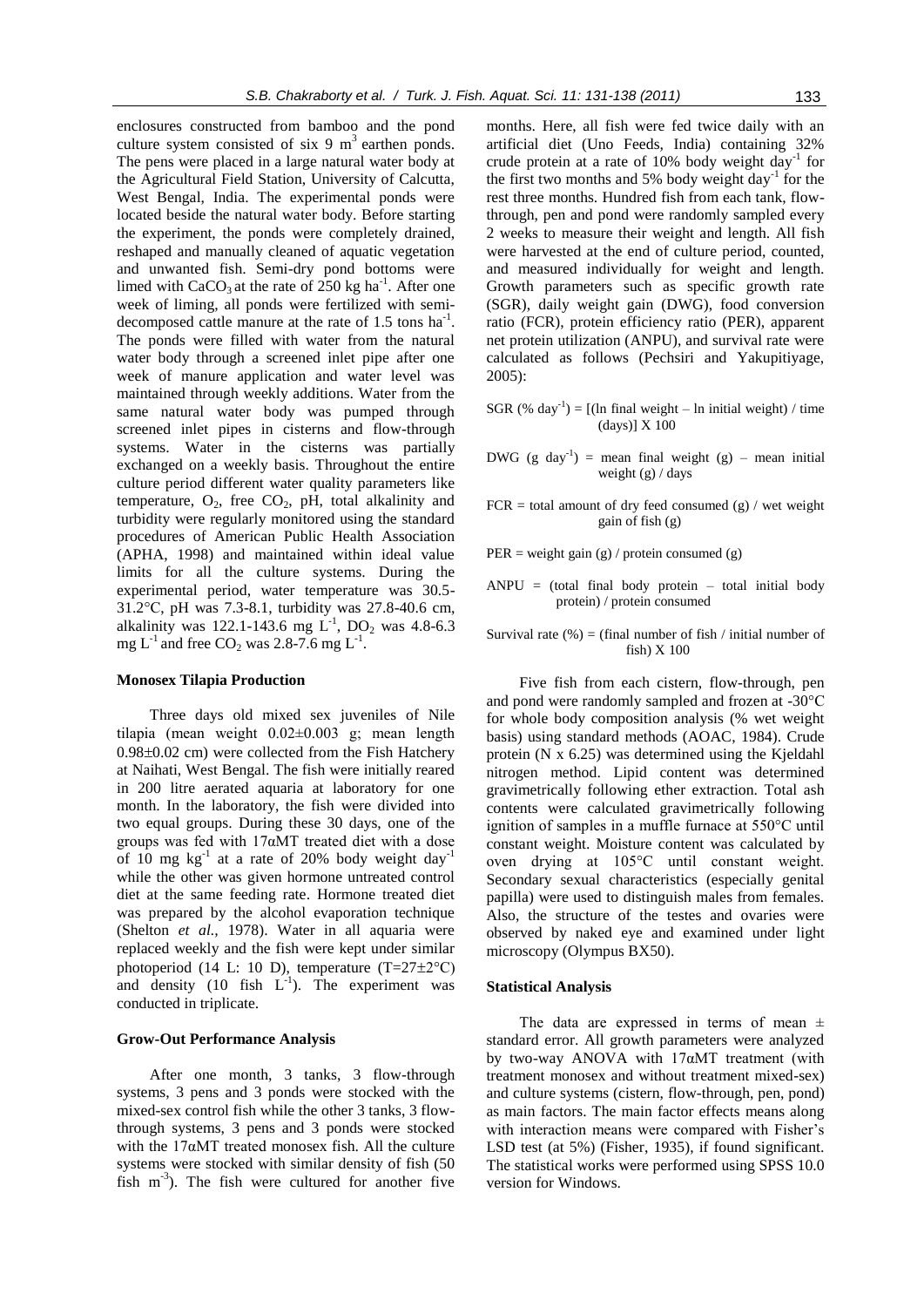enclosures constructed from bamboo and the pond culture system consisted of six 9 $m^3$ earthen ponds. The pens were placed in a large natural water body at the Agricultural Field Station, University of Calcutta, West Bengal, India. The experimental ponds were located beside the natural water body. Before starting the experiment, the ponds were completely drained, reshaped and manually cleaned of aquatic vegetation and unwanted fish. Semi-dry pond bottoms were limed with $CaCO_3$ at the rate of 250 kg $ha^{-1}$. After one week of liming, all ponds were fertilized with semi-decomposed cattle manure at the rate of 1.5 tons $ha^{-1}$. The ponds were filled with water from the natural water body through a screened inlet pipe after one week of manure application and water level was maintained through weekly additions. Water from the same natural water body was pumped through screened inlet pipes in cisterns and flow-through systems. Water in the cisterns was partially exchanged on a weekly basis. Throughout the entire culture period different water quality parameters like temperature, $O_2$, free $CO_2$, pH, total alkalinity and turbidity were regularly monitored using the standard procedures of American Public Health Association (APHA, 1998) and maintained within ideal value limits for all the culture systems. During the experimental period, water temperature was 30.5-31.2°C, pH was 7.3-8.1, turbidity was 27.8-40.6 cm, alkalinity was 122.1-143.6 mg $L^{-1}$, $DO_2$ was 4.8-6.3 mg $L^{-1}$ and free $CO_2$ was 2.8-7.6 mg $L^{-1}$.

### Monosex Tilapia Production

Three days old mixed sex juveniles of Nile tilapia (mean weight 0.02±0.003 g; mean length 0.98±0.02 cm) were collected from the Fish Hatchery at Naihati, West Bengal. The fish were initially reared in 200 litre aerated aquaria at laboratory for one month. In the laboratory, the fish were divided into two equal groups. During these 30 days, one of the groups was fed with 17αMT treated diet with a dose of 10 mg $kg^{-1}$ at a rate of 20% body weight $day^{-1}$ while the other was given hormone untreated control diet at the same feeding rate. Hormone treated diet was prepared by the alcohol evaporation technique (Shelton *et al.*, 1978). Water in all aquaria were replaced weekly and the fish were kept under similar photoperiod (14 L: 10 D), temperature (T=27±2°C) and density (10 fish $L^{-1}$). The experiment was conducted in triplicate.

### Grow-Out Performance Analysis

After one month, 3 tanks, 3 flow-through systems, 3 pens and 3 ponds were stocked with the mixed-sex control fish while the other 3 tanks, 3 flow-through systems, 3 pens and 3 ponds were stocked with the 17αMT treated monosex fish. All the culture systems were stocked with similar density of fish (50 fish $m^{-3}$). The fish were cultured for another five months. Here, all fish were fed twice daily with an artificial diet (Uno Feeds, India) containing 32% crude protein at a rate of 10% body weight $day^{-1}$ for the first two months and 5% body weight $day^{-1}$ for the rest three months. Hundred fish from each tank, flow-through, pen and pond were randomly sampled every 2 weeks to measure their weight and length. All fish were harvested at the end of culture period, counted, and measured individually for weight and length. Growth parameters such as specific growth rate (SGR), daily weight gain (DWG), food conversion ratio (FCR), protein efficiency ratio (PER), apparent net protein utilization (ANPU), and survival rate were calculated as follows (Pechsiri and Yakupitiyage, 2005):

SGR (% $day^{-1}$) = [(ln final weight – ln initial weight) / time (days)] X 100

DWG (g $day^{-1}$) = mean final weight (g) – mean initial weight (g) / days

FCR = total amount of dry feed consumed (g) / wet weight gain of fish (g)

PER = weight gain (g) / protein consumed (g)

ANPU = (total final body protein – total initial body protein) / protein consumed

Survival rate (%) = (final number of fish / initial number of fish) X 100

Five fish from each cistern, flow-through, pen and pond were randomly sampled and frozen at -30°C for whole body composition analysis (% wet weight basis) using standard methods (AOAC, 1984). Crude protein (N x 6.25) was determined using the Kjeldahl nitrogen method. Lipid content was determined gravimetrically following ether extraction. Total ash contents were calculated gravimetrically following ignition of samples in a muffle furnace at 550°C until constant weight. Moisture content was calculated by oven drying at 105°C until constant weight. Secondary sexual characteristics (especially genital papilla) were used to distinguish males from females. Also, the structure of the testes and ovaries were observed by naked eye and examined under light microscopy (Olympus BX50).

### Statistical Analysis

The data are expressed in terms of mean ± standard error. All growth parameters were analyzed by two-way ANOVA with 17αMT treatment (with treatment monosex and without treatment mixed-sex) and culture systems (cistern, flow-through, pen, pond) as main factors. The main factor effects means along with interaction means were compared with Fisher's LSD test (at 5%) (Fisher, 1935), if found significant. The statistical works were performed using SPSS 10.0 version for Windows.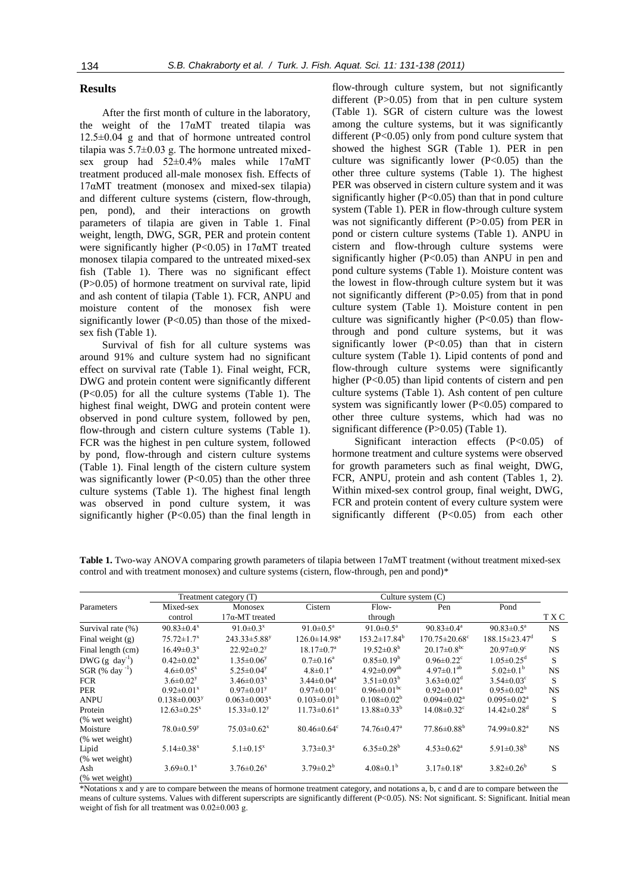## Results

After the first month of culture in the laboratory, the weight of the 17αMT treated tilapia was 12.5±0.04 g and that of hormone untreated control tilapia was 5.7±0.03 g. The hormone untreated mixed-sex group had 52±0.4% males while 17αMT treatment produced all-male monosex fish. Effects of 17αMT treatment (monosex and mixed-sex tilapia) and different culture systems (cistern, flow-through, pen, pond), and their interactions on growth parameters of tilapia are given in Table 1. Final weight, length, DWG, SGR, PER and protein content were significantly higher ($P<0.05$) in 17αMT treated monosex tilapia compared to the untreated mixed-sex fish (Table 1). There was no significant effect ($P>0.05$) of hormone treatment on survival rate, lipid and ash content of tilapia (Table 1). FCR, ANPU and moisture content of the monosex fish were significantly lower ($P<0.05$) than those of the mixed-sex fish (Table 1).

Survival of fish for all culture systems was around 91% and culture system had no significant effect on survival rate (Table 1). Final weight, FCR, DWG and protein content were significantly different ($P<0.05$) for all the culture systems (Table 1). The highest final weight, DWG and protein content were observed in pond culture system, followed by pen, flow-through and cistern culture systems (Table 1). FCR was the highest in pen culture system, followed by pond, flow-through and cistern culture systems (Table 1). Final length of the cistern culture system was significantly lower ($P<0.05$) than the other three culture systems (Table 1). The highest final length was observed in pond culture system, it was significantly higher ($P<0.05$) than the final length in flow-through culture system, but not significantly different ($P>0.05$) from that in pen culture system (Table 1). SGR of cistern culture was the lowest among the culture systems, but it was significantly different ($P<0.05$) only from pond culture system that showed the highest SGR (Table 1). PER in pen culture was significantly lower ($P<0.05$) than the other three culture systems (Table 1). The highest PER was observed in cistern culture system and it was significantly higher ($P<0.05$) than that in pond culture system (Table 1). PER in flow-through culture system was not significantly different ($P>0.05$) from PER in pond or cistern culture systems (Table 1). ANPU in cistern and flow-through culture systems were significantly higher ($P<0.05$) than ANPU in pen and pond culture systems (Table 1). Moisture content was the lowest in flow-through culture system but it was not significantly different ($P>0.05$) from that in pond culture system (Table 1). Moisture content in pen culture was significantly higher ($P<0.05$) than flow-through and pond culture systems, but it was significantly lower ($P<0.05$) than that in cistern culture system (Table 1). Lipid contents of pond and flow-through culture systems were significantly higher ($P<0.05$) than lipid contents of cistern and pen culture systems (Table 1). Ash content of pen culture system was significantly lower ($P<0.05$) compared to other three culture systems, which had was no significant difference ($P>0.05$) (Table 1).

Significant interaction effects ($P<0.05$) of hormone treatment and culture systems were observed for growth parameters such as final weight, DWG, FCR, ANPU, protein and ash content (Tables 1, 2). Within mixed-sex control group, final weight, DWG, FCR and protein content of every culture system were significantly different ($P<0.05$) from each other

**Table 1.** Two-way ANOVA comparing growth parameters of tilapia between 17αMT treatment (without treatment mixed-sex control and with treatment monosex) and culture systems (cistern, flow-through, pen and pond)*

| Parameters | Treatment category (T) | | Culture system (C) | | | | |
|---|---|---|---|---|---|---|---|
| | Mixed-sex control | Monosex 17α-MT treated | Cistern | Flow-through | Pen | Pond | T X C |
| Survival rate (%) | 90.83±0.4[x] | 91.0±0.3[x] | 91.0±0.5[a] | 91.0±0.5[a] | 90.83±0.4[a] | 90.83±0.5[a] | NS |
| Final weight (g) | 75.72±1.7[x] | 243.33±5.88[y] | 126.0±14.98[a] | 153.2±17.84[b] | 170.75±20.68[c] | 188.15±23.47[d] | S |
| Final length (cm) | 16.49±0.3[x] | 22.92±0.2[y] | 18.17±0.7[a] | 19.52±0.8[b] | 20.17±0.8[bc] | 20.97±0.9[c] | NS |
| DWG (g day$^{-1}$) | 0.42±0.02[x] | 1.35±0.06[y] | 0.7±0.16[a] | 0.85±0.19[b] | 0.96±0.22[c] | 1.05±0.25[d] | S |
| SGR (% day$^{-1}$) | 4.6±0.05[x] | 5.25±0.04[y] | 4.8±0.1[a] | 4.92±0.09[ab] | 4.97±0.1[ab] | 5.02±0.1[b] | NS |
| FCR | 3.6±0.02[y] | 3.46±0.03[x] | 3.44±0.04[a] | 3.51±0.03[b] | 3.63±0.02[d] | 3.54±0.03[c] | S |
| PER | 0.92±0.01[x] | 0.97±0.01[y] | 0.97±0.01[c] | 0.96±0.01[bc] | 0.92±0.01[a] | 0.95±0.02[b] | NS |
| ANPU | 0.138±0.003[y] | 0.063±0.003[x] | 0.103±0.01[b] | 0.108±0.02[b] | 0.094±0.02[a] | 0.095±0.02[a] | S |
| Protein (% wet weight) | 12.63±0.25[x] | 15.33±0.12[y] | 11.73±0.61[a] | 13.88±0.33[b] | 14.08±0.32[c] | 14.42±0.28[d] | S |
| Moisture (% wet weight) | 78.0±0.59[y] | 75.03±0.62[x] | 80.46±0.64[c] | 74.76±0.47[a] | 77.86±0.88[b] | 74.99±0.82[a] | NS |
| Lipid (% wet weight) | 5.14±0.38[x] | 5.1±0.15[x] | 3.73±0.3[a] | 6.35±0.28[b] | 4.53±0.62[a] | 5.91±0.38[b] | NS |
| Ash (% wet weight) | 3.69±0.1[x] | 3.76±0.26[x] | 3.79±0.2[b] | 4.08±0.1[b] | 3.17±0.18[a] | 3.82±0.26[b] | S |

*Notations x and y are to compare between the means of hormone treatment category, and notations a, b, c and d are to compare between the means of culture systems. Values with different superscripts are significantly different ($P<0.05$). NS: Not significant. S: Significant. Initial mean weight of fish for all treatment was 0.02±0.003 g.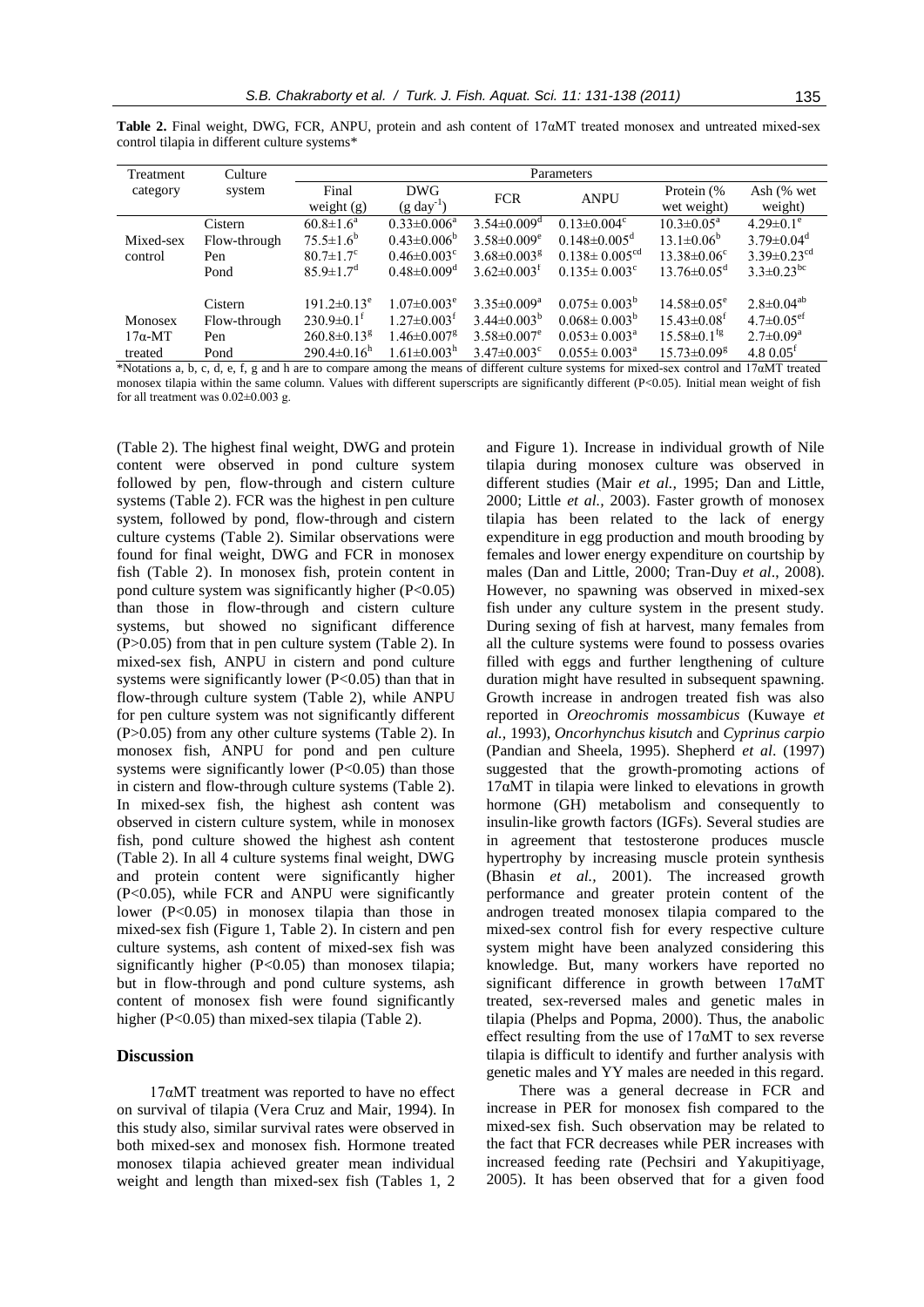**Table 2.** Final weight, DWG, FCR, ANPU, protein and ash content of 17αMT treated monosex and untreated mixed-sex control tilapia in different culture systems*

| Treatment category | Culture system | Parameters | | | | | |
|---|---|---|---|---|---|---|---|
| | | Final weight (g) | DWG (g day$^{-1}$) | FCR | ANPU | Protein (% wet weight) | Ash (% wet weight) |
| Mixed-sex control | Cistern | 60.8±1.6$^{a}$ | 0.33±0.006$^{a}$ | 3.54±0.009$^{d}$ | 0.13±0.004$^{c}$ | 10.3±0.05$^{a}$ | 4.29±0.1$^{e}$ |
| | Flow-through | 75.5±1.6$^{b}$ | 0.43±0.006$^{b}$ | 3.58±0.009$^{e}$ | 0.148±0.005$^{d}$ | 13.1±0.06$^{b}$ | 3.79±0.04$^{d}$ |
| | Pen | 80.7±1.7$^{c}$ | 0.46±0.003$^{c}$ | 3.68±0.003$^{g}$ | 0.138± 0.005$^{cd}$ | 13.38±0.06$^{c}$ | 3.39±0.23$^{cd}$ |
| | Pond | 85.9±1.7$^{d}$ | 0.48±0.009$^{d}$ | 3.62±0.003$^{f}$ | 0.135± 0.003$^{c}$ | 13.76±0.05$^{d}$ | 3.3±0.23$^{bc}$ |
| Monosex 17α-MT treated | Cistern | 191.2±0.13$^{e}$ | 1.07±0.003$^{e}$ | 3.35±0.009$^{a}$ | 0.075± 0.003$^{b}$ | 14.58±0.05$^{e}$ | 2.8±0.04$^{ab}$ |
| | Flow-through | 230.9±0.1$^{f}$ | 1.27±0.003$^{f}$ | 3.44±0.003$^{b}$ | 0.068± 0.003$^{b}$ | 15.43±0.08$^{f}$ | 4.7±0.05$^{ef}$ |
| | Pen | 260.8±0.13$^{g}$ | 1.46±0.007$^{g}$ | 3.58±0.007$^{e}$ | 0.053± 0.003$^{a}$ | 15.58±0.1$^{fg}$ | 2.7±0.09$^{a}$ |
| | Pond | 290.4±0.16$^{h}$ | 1.61±0.003$^{h}$ | 3.47±0.003$^{c}$ | 0.055± 0.003$^{a}$ | 15.73±0.09$^{g}$ | 4.8 0.05$^{f}$ |

*Notations a, b, c, d, e, f, g and h are to compare among the means of different culture systems for mixed-sex control and 17αMT treated monosex tilapia within the same column. Values with different superscripts are significantly different (P<0.05). Initial mean weight of fish for all treatment was 0.02±0.003 g.

(Table 2). The highest final weight, DWG and protein content were observed in pond culture system followed by pen, flow-through and cistern culture systems (Table 2). FCR was the highest in pen culture system, followed by pond, flow-through and cistern culture cystems (Table 2). Similar observations were found for final weight, DWG and FCR in monosex fish (Table 2). In monosex fish, protein content in pond culture system was significantly higher (P<0.05) than those in flow-through and cistern culture systems, but showed no significant difference (P>0.05) from that in pen culture system (Table 2). In mixed-sex fish, ANPU in cistern and pond culture systems were significantly lower (P<0.05) than that in flow-through culture system (Table 2), while ANPU for pen culture system was not significantly different (P>0.05) from any other culture systems (Table 2). In monosex fish, ANPU for pond and pen culture systems were significantly lower (P<0.05) than those in cistern and flow-through culture systems (Table 2). In mixed-sex fish, the highest ash content was observed in cistern culture system, while in monosex fish, pond culture showed the highest ash content (Table 2). In all 4 culture systems final weight, DWG and protein content were significantly higher (P<0.05), while FCR and ANPU were significantly lower (P<0.05) in monosex tilapia than those in mixed-sex fish (Figure 1, Table 2). In cistern and pen culture systems, ash content of mixed-sex fish was significantly higher (P<0.05) than monosex tilapia; but in flow-through and pond culture systems, ash content of monosex fish were found significantly higher (P<0.05) than mixed-sex tilapia (Table 2).

## Discussion

17αMT treatment was reported to have no effect on survival of tilapia (Vera Cruz and Mair, 1994). In this study also, similar survival rates were observed in both mixed-sex and monosex fish. Hormone treated monosex tilapia achieved greater mean individual weight and length than mixed-sex fish (Tables 1, 2 and Figure 1). Increase in individual growth of Nile tilapia during monosex culture was observed in different studies (Mair *et al.,* 1995; Dan and Little, 2000; Little *et al.,* 2003). Faster growth of monosex tilapia has been related to the lack of energy expenditure in egg production and mouth brooding by females and lower energy expenditure on courtship by males (Dan and Little, 2000; Tran-Duy *et al*., 2008). However, no spawning was observed in mixed-sex fish under any culture system in the present study. During sexing of fish at harvest, many females from all the culture systems were found to possess ovaries filled with eggs and further lengthening of culture duration might have resulted in subsequent spawning. Growth increase in androgen treated fish was also reported in *Oreochromis mossambicus* (Kuwaye *et al.,* 1993), *Oncorhynchus kisutch* and *Cyprinus carpio* (Pandian and Sheela, 1995). Shepherd *et al*. (1997) suggested that the growth-promoting actions of 17αMT in tilapia were linked to elevations in growth hormone (GH) metabolism and consequently to insulin-like growth factors (IGFs). Several studies are in agreement that testosterone produces muscle hypertrophy by increasing muscle protein synthesis (Bhasin *et al.,* 2001). The increased growth performance and greater protein content of the androgen treated monosex tilapia compared to the mixed-sex control fish for every respective culture system might have been analyzed considering this knowledge. But, many workers have reported no significant difference in growth between 17αMT treated, sex-reversed males and genetic males in tilapia (Phelps and Popma, 2000). Thus, the anabolic effect resulting from the use of 17αMT to sex reverse tilapia is difficult to identify and further analysis with genetic males and YY males are needed in this regard.

There was a general decrease in FCR and increase in PER for monosex fish compared to the mixed-sex fish. Such observation may be related to the fact that FCR decreases while PER increases with increased feeding rate (Pechsiri and Yakupitiyage, 2005). It has been observed that for a given food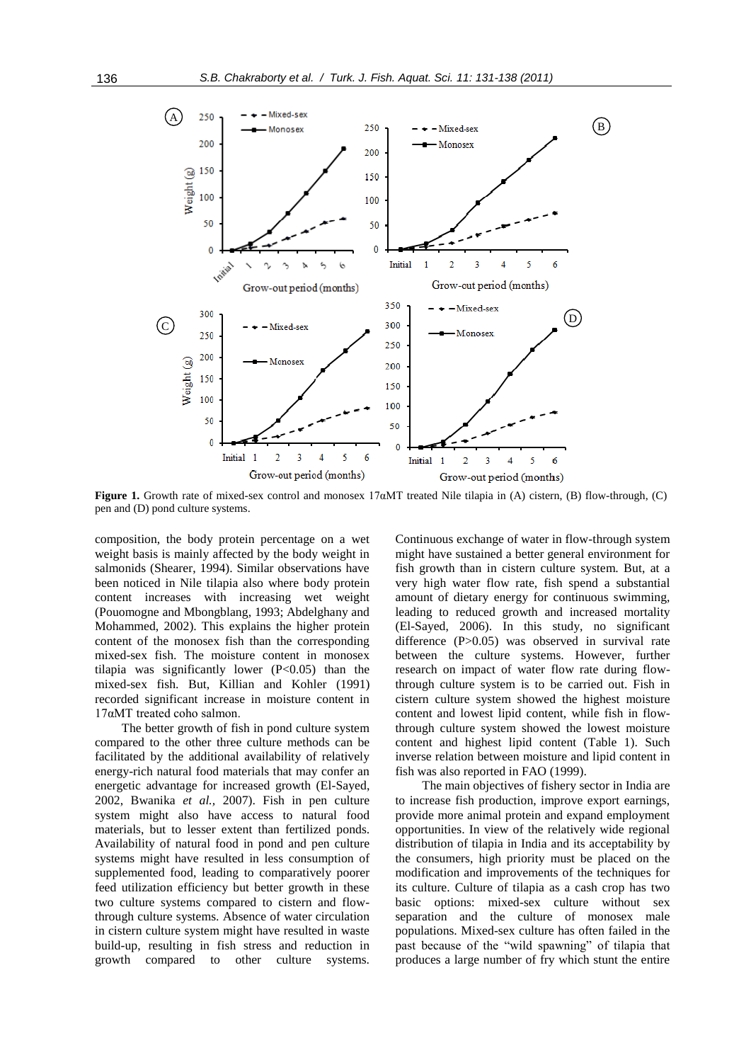**Figure 1.** Growth rate of mixed-sex control and monosex 17αMT treated Nile tilapia in (A) cistern, (B) flow-through, (C) pen and (D) pond culture systems.

composition, the body protein percentage on a wet weight basis is mainly affected by the body weight in salmonids (Shearer, 1994). Similar observations have been noticed in Nile tilapia also where body protein content increases with increasing wet weight (Pouomogne and Mbongblang, 1993; Abdelghany and Mohammed, 2002). This explains the higher protein content of the monosex fish than the corresponding mixed-sex fish. The moisture content in monosex tilapia was significantly lower (P<0.05) than the mixed-sex fish. But, Killian and Kohler (1991) recorded significant increase in moisture content in 17αMT treated coho salmon.

The better growth of fish in pond culture system compared to the other three culture methods can be facilitated by the additional availability of relatively energy-rich natural food materials that may confer an energetic advantage for increased growth (El-Sayed, 2002, Bwanika *et al.,* 2007). Fish in pen culture system might also have access to natural food materials, but to lesser extent than fertilized ponds. Availability of natural food in pond and pen culture systems might have resulted in less consumption of supplemented food, leading to comparatively poorer feed utilization efficiency but better growth in these two culture systems compared to cistern and flow-through culture systems. Absence of water circulation in cistern culture system might have resulted in waste build-up, resulting in fish stress and reduction in growth compared to other culture systems. Continuous exchange of water in flow-through system might have sustained a better general environment for fish growth than in cistern culture system. But, at a very high water flow rate, fish spend a substantial amount of dietary energy for continuous swimming, leading to reduced growth and increased mortality (El-Sayed, 2006). In this study, no significant difference (P>0.05) was observed in survival rate between the culture systems. However, further research on impact of water flow rate during flow-through culture system is to be carried out. Fish in cistern culture system showed the highest moisture content and lowest lipid content, while fish in flow-through culture system showed the lowest moisture content and highest lipid content (Table 1). Such inverse relation between moisture and lipid content in fish was also reported in FAO (1999).

The main objectives of fishery sector in India are to increase fish production, improve export earnings, provide more animal protein and expand employment opportunities. In view of the relatively wide regional distribution of tilapia in India and its acceptability by the consumers, high priority must be placed on the modification and improvements of the techniques for its culture. Culture of tilapia as a cash crop has two basic options: mixed-sex culture without sex separation and the culture of monosex male populations. Mixed-sex culture has often failed in the past because of the "wild spawning" of tilapia that produces a large number of fry which stunt the entire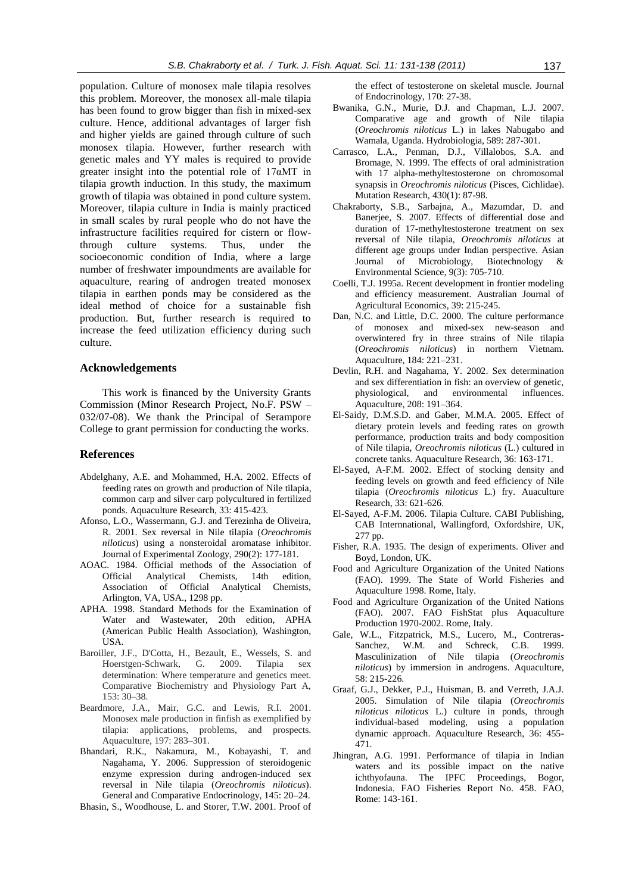population. Culture of monosex male tilapia resolves this problem. Moreover, the monosex all-male tilapia has been found to grow bigger than fish in mixed-sex culture. Hence, additional advantages of larger fish and higher yields are gained through culture of such monosex tilapia. However, further research with genetic males and YY males is required to provide greater insight into the potential role of 17αMT in tilapia growth induction. In this study, the maximum growth of tilapia was obtained in pond culture system. Moreover, tilapia culture in India is mainly practiced in small scales by rural people who do not have the infrastructure facilities required for cistern or flow-through culture systems. Thus, under the socioeconomic condition of India, where a large number of freshwater impoundments are available for aquaculture, rearing of androgen treated monosex tilapia in earthen ponds may be considered as the ideal method of choice for a sustainable fish production. But, further research is required to increase the feed utilization efficiency during such culture.

## Acknowledgements

This work is financed by the University Grants Commission (Minor Research Project, No.F. PSW – 032/07-08). We thank the Principal of Serampore College to grant permission for conducting the works.

## References

Abdelghany, A.E. and Mohammed, H.A. 2002. Effects of feeding rates on growth and production of Nile tilapia, common carp and silver carp polycultured in fertilized ponds. Aquaculture Research, 33: 415-423.

Afonso, L.O., Wassermann, G.J. and Terezinha de Oliveira, R. 2001. Sex reversal in Nile tilapia (*Oreochromis niloticus*) using a nonsteroidal aromatase inhibitor. Journal of Experimental Zoology, 290(2): 177-181.

AOAC. 1984. Official methods of the Association of Official Analytical Chemists, 14th edition, Association of Official Analytical Chemists, Arlington, VA, USA., 1298 pp.

APHA. 1998. Standard Methods for the Examination of Water and Wastewater, 20th edition, APHA (American Public Health Association), Washington, USA.

Baroiller, J.F., D'Cotta, H., Bezault, E., Wessels, S. and Hoerstgen-Schwark, G. 2009. Tilapia sex determination: Where temperature and genetics meet. Comparative Biochemistry and Physiology Part A, 153: 30–38.

Beardmore, J.A., Mair, G.C. and Lewis, R.I. 2001. Monosex male production in finfish as exemplified by tilapia: applications, problems, and prospects. Aquaculture, 197: 283–301.

Bhandari, R.K., Nakamura, M., Kobayashi, T. and Nagahama, Y. 2006. Suppression of steroidogenic enzyme expression during androgen-induced sex reversal in Nile tilapia (*Oreochromis niloticus*). General and Comparative Endocrinology, 145: 20–24.

Bhasin, S., Woodhouse, L. and Storer, T.W. 2001. Proof of the effect of testosterone on skeletal muscle. Journal of Endocrinology, 170: 27-38.

Bwanika, G.N., Murie, D.J. and Chapman, L.J. 2007. Comparative age and growth of Nile tilapia (*Oreochromis niloticus* L.) in lakes Nabugabo and Wamala, Uganda. Hydrobiologia, 589: 287-301.

Carrasco, L.A., Penman, D.J., Villalobos, S.A. and Bromage, N. 1999. The effects of oral administration with 17 alpha-methyltestosterone on chromosomal synapsis in *Oreochromis niloticus* (Pisces, Cichlidae). Mutation Research, 430(1): 87-98.

Chakraborty, S.B., Sarbajna, A., Mazumdar, D. and Banerjee, S. 2007. Effects of differential dose and duration of 17-methyltestosterone treatment on sex reversal of Nile tilapia, *Oreochromis niloticus* at different age groups under Indian perspective. Asian Journal of Microbiology, Biotechnology & Environmental Science, 9(3): 705-710.

Coelli, T.J. 1995a. Recent development in frontier modeling and efficiency measurement. Australian Journal of Agricultural Economics, 39: 215-245.

Dan, N.C. and Little, D.C. 2000. The culture performance of monosex and mixed-sex new-season and overwintered fry in three strains of Nile tilapia (*Oreochromis niloticus*) in northern Vietnam. Aquaculture, 184: 221–231.

Devlin, R.H. and Nagahama, Y. 2002. Sex determination and sex differentiation in fish: an overview of genetic, physiological, and environmental influences. Aquaculture, 208: 191–364.

El-Saidy, D.M.S.D. and Gaber, M.M.A. 2005. Effect of dietary protein levels and feeding rates on growth performance, production traits and body composition of Nile tilapia, *Oreochromis niloticus* (L.) cultured in concrete tanks. Aquaculture Research, 36: 163-171.

El-Sayed, A-F.M. 2002. Effect of stocking density and feeding levels on growth and feed efficiency of Nile tilapia (*Oreochromis niloticus* L.) fry. Auaculture Research, 33: 621-626.

El-Sayed, A-F.M. 2006. Tilapia Culture. CABI Publishing, CAB Internnational, Wallingford, Oxfordshire, UK, 277 pp.

Fisher, R.A. 1935. The design of experiments. Oliver and Boyd, London, UK.

Food and Agriculture Organization of the United Nations (FAO). 1999. The State of World Fisheries and Aquaculture 1998. Rome, Italy.

Food and Agriculture Organization of the United Nations (FAO). 2007. FAO FishStat plus Aquaculture Production 1970-2002. Rome, Italy.

Gale, W.L., Fitzpatrick, M.S., Lucero, M., Contreras-Sanchez, W.M. and Schreck, C.B. 1999. Masculinization of Nile tilapia (*Oreochromis niloticus*) by immersion in androgens. Aquaculture, 58: 215-226.

Graaf, G.J., Dekker, P.J., Huisman, B. and Verreth, J.A.J. 2005. Simulation of Nile tilapia (*Oreochromis niloticus niloticus* L.) culture in ponds, through individual-based modeling, using a population dynamic approach. Aquaculture Research, 36: 455-471.

Jhingran, A.G. 1991. Performance of tilapia in Indian waters and its possible impact on the native ichthyofauna. The IPFC Proceedings, Bogor, Indonesia. FAO Fisheries Report No. 458. FAO, Rome: 143-161.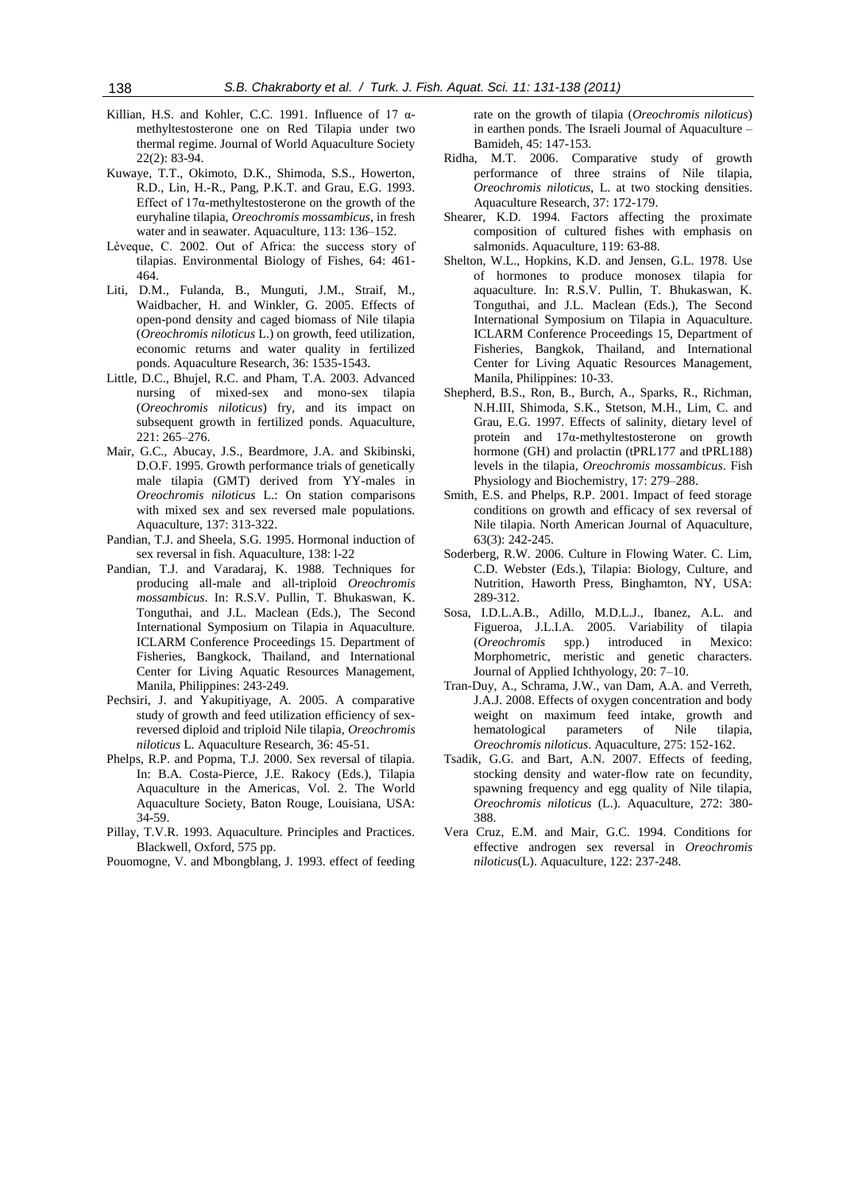Killian, H.S. and Kohler, C.C. 1991. Influence of 17 α-methyltestosterone one on Red Tilapia under two thermal regime. Journal of World Aquaculture Society 22(2): 83-94.

Kuwaye, T.T., Okimoto, D.K., Shimoda, S.S., Howerton, R.D., Lin, H.-R., Pang, P.K.T. and Grau, E.G. 1993. Effect of 17α-methyltestosterone on the growth of the euryhaline tilapia, *Oreochromis mossambicus*, in fresh water and in seawater. Aquaculture, 113: 136–152.

Lèveque, C. 2002. Out of Africa: the success story of tilapias. Environmental Biology of Fishes, 64: 461-464.

Liti, D.M., Fulanda, B., Munguti, J.M., Straif, M., Waidbacher, H. and Winkler, G. 2005. Effects of open-pond density and caged biomass of Nile tilapia (*Oreochromis niloticus* L.) on growth, feed utilization, economic returns and water quality in fertilized ponds. Aquaculture Research, 36: 1535-1543.

Little, D.C., Bhujel, R.C. and Pham, T.A. 2003. Advanced nursing of mixed-sex and mono-sex tilapia (*Oreochromis niloticus*) fry, and its impact on subsequent growth in fertilized ponds. Aquaculture, 221: 265–276.

Mair, G.C., Abucay, J.S., Beardmore, J.A. and Skibinski, D.O.F. 1995. Growth performance trials of genetically male tilapia (GMT) derived from YY-males in *Oreochromis niloticus* L.: On station comparisons with mixed sex and sex reversed male populations. Aquaculture, 137: 313-322.

Pandian, T.J. and Sheela, S.G. 1995. Hormonal induction of sex reversal in fish. Aquaculture, 138: l-22

Pandian, T.J. and Varadaraj, K. 1988. Techniques for producing all-male and all-triploid *Oreochromis mossambicus*. In: R.S.V. Pullin, T. Bhukaswan, K. Tonguthai, and J.L. Maclean (Eds.), The Second International Symposium on Tilapia in Aquaculture. ICLARM Conference Proceedings 15. Department of Fisheries, Bangkock, Thailand, and International Center for Living Aquatic Resources Management, Manila, Philippines: 243-249.

Pechsiri, J. and Yakupitiyage, A. 2005. A comparative study of growth and feed utilization efficiency of sex-reversed diploid and triploid Nile tilapia, *Oreochromis niloticus* L. Aquaculture Research, 36: 45-51.

Phelps, R.P. and Popma, T.J. 2000. Sex reversal of tilapia. In: B.A. Costa-Pierce, J.E. Rakocy (Eds.), Tilapia Aquaculture in the Americas, Vol. 2. The World Aquaculture Society, Baton Rouge, Louisiana, USA: 34-59.

Pillay, T.V.R. 1993. Aquaculture. Principles and Practices. Blackwell, Oxford, 575 pp.

Pouomogne, V. and Mbongblang, J. 1993. effect of feeding rate on the growth of tilapia (*Oreochromis niloticus*) in earthen ponds. The Israeli Journal of Aquaculture – Bamideh, 45: 147-153.

Ridha, M.T. 2006. Comparative study of growth performance of three strains of Nile tilapia, *Oreochromis niloticus*, L. at two stocking densities. Aquaculture Research, 37: 172-179.

Shearer, K.D. 1994. Factors affecting the proximate composition of cultured fishes with emphasis on salmonids. Aquaculture, 119: 63-88.

Shelton, W.L., Hopkins, K.D. and Jensen, G.L. 1978. Use of hormones to produce monosex tilapia for aquaculture. In: R.S.V. Pullin, T. Bhukaswan, K. Tonguthai, and J.L. Maclean (Eds.), The Second International Symposium on Tilapia in Aquaculture. ICLARM Conference Proceedings 15, Department of Fisheries, Bangkok, Thailand, and International Center for Living Aquatic Resources Management, Manila, Philippines: 10-33.

Shepherd, B.S., Ron, B., Burch, A., Sparks, R., Richman, N.H.III, Shimoda, S.K., Stetson, M.H., Lim, C. and Grau, E.G. 1997. Effects of salinity, dietary level of protein and 17α-methyltestosterone on growth hormone (GH) and prolactin (tPRL177 and tPRL188) levels in the tilapia, *Oreochromis mossambicus*. Fish Physiology and Biochemistry, 17: 279–288.

Smith, E.S. and Phelps, R.P. 2001. Impact of feed storage conditions on growth and efficacy of sex reversal of Nile tilapia. North American Journal of Aquaculture, 63(3): 242-245.

Soderberg, R.W. 2006. Culture in Flowing Water. C. Lim, C.D. Webster (Eds.), Tilapia: Biology, Culture, and Nutrition, Haworth Press, Binghamton, NY, USA: 289-312.

Sosa, I.D.L.A.B., Adillo, M.D.L.J., Ibanez, A.L. and Figueroa, J.L.I.A. 2005. Variability of tilapia (*Oreochromis* spp.) introduced in Mexico: Morphometric, meristic and genetic characters. Journal of Applied Ichthyology, 20: 7–10.

Tran-Duy, A., Schrama, J.W., van Dam, A.A. and Verreth, J.A.J. 2008. Effects of oxygen concentration and body weight on maximum feed intake, growth and hematological parameters of Nile tilapia, *Oreochromis niloticus*. Aquaculture, 275: 152-162.

Tsadik, G.G. and Bart, A.N. 2007. Effects of feeding, stocking density and water-flow rate on fecundity, spawning frequency and egg quality of Nile tilapia, *Oreochromis niloticus* (L.). Aquaculture, 272: 380-388.

Vera Cruz, E.M. and Mair, G.C. 1994. Conditions for effective androgen sex reversal in *Oreochromis niloticus*(L). Aquaculture, 122: 237-248.